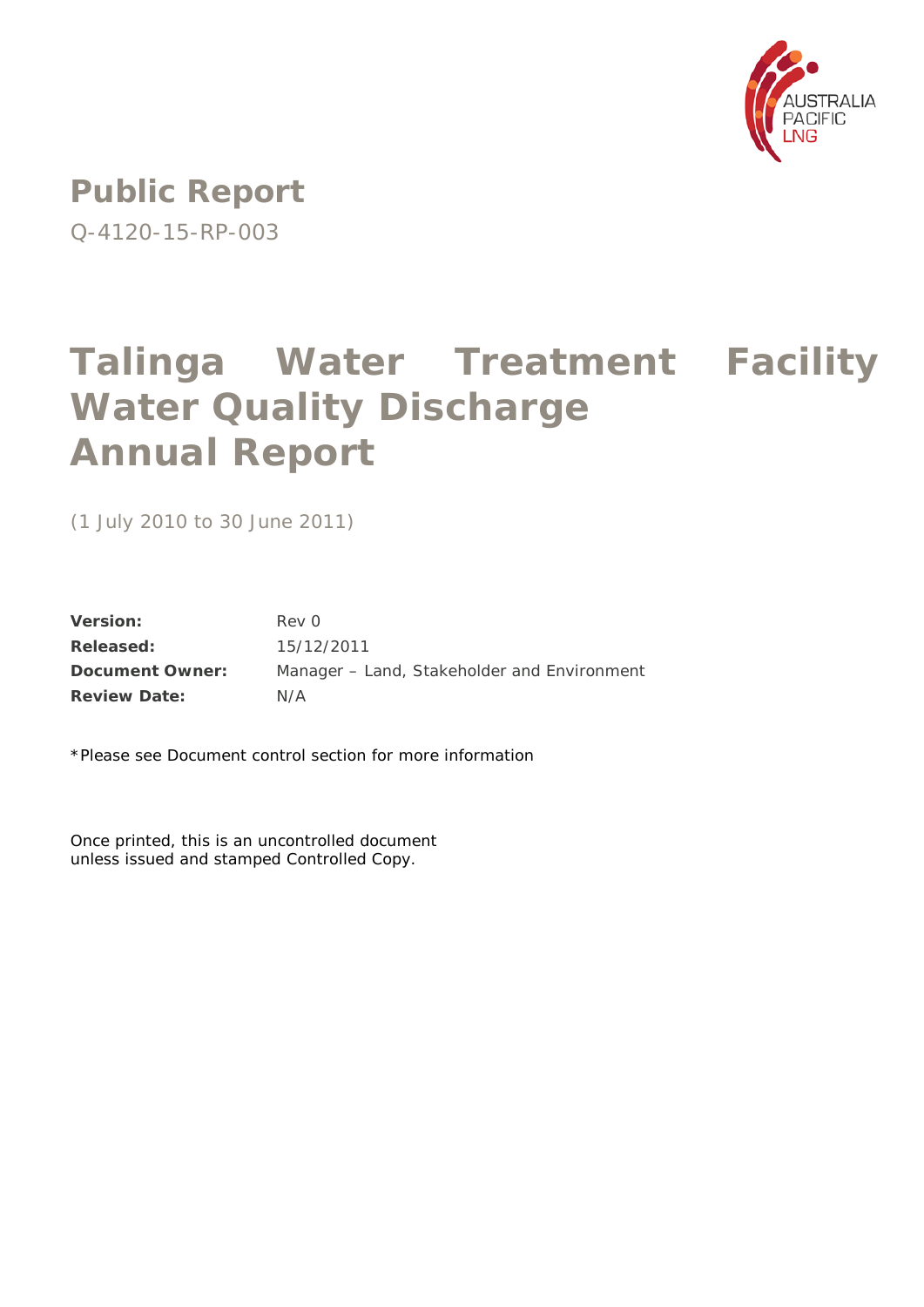AUSTRALIA PACIFIC LNG

## Public Report

Q-4120-15-RP-003

# Talinga Water Treatment Facility Water Quality Discharge Annual Report

(1 July 2010 to 30 June 2011)

| | |
|---|---|
| **Version:** | Rev 0 |
| **Released:** | 15/12/2011 |
| **Document Owner:** | Manager – Land, Stakeholder and Environment |
| **Review Date:** | N/A |

*Please see Document control section for more information

Once printed, this is an uncontrolled document unless issued and stamped Controlled Copy.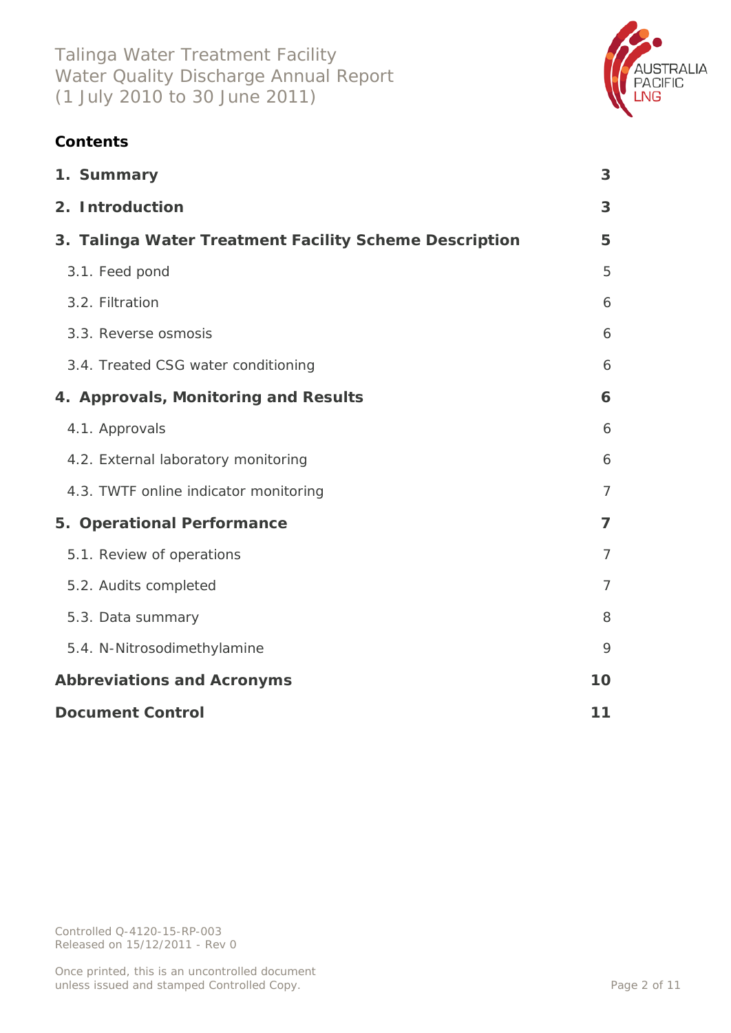**Contents**

| | |
|---|---|
| **1. Summary** | **3** |
| **2. Introduction** | **3** |
| **3. Talinga Water Treatment Facility Scheme Description** | **5** |
| 3.1. Feed pond | 5 |
| 3.2. Filtration | 6 |
| 3.3. Reverse osmosis | 6 |
| 3.4. Treated CSG water conditioning | 6 |
| **4. Approvals, Monitoring and Results** | **6** |
| 4.1. Approvals | 6 |
| 4.2. External laboratory monitoring | 6 |
| 4.3. TWTF online indicator monitoring | 7 |
| **5. Operational Performance** | **7** |
| 5.1. Review of operations | 7 |
| 5.2. Audits completed | 7 |
| 5.3. Data summary | 8 |
| 5.4. N-Nitrosodimethylamine | 9 |
| **Abbreviations and Acronyms** | **10** |
| **Document Control** | **11** |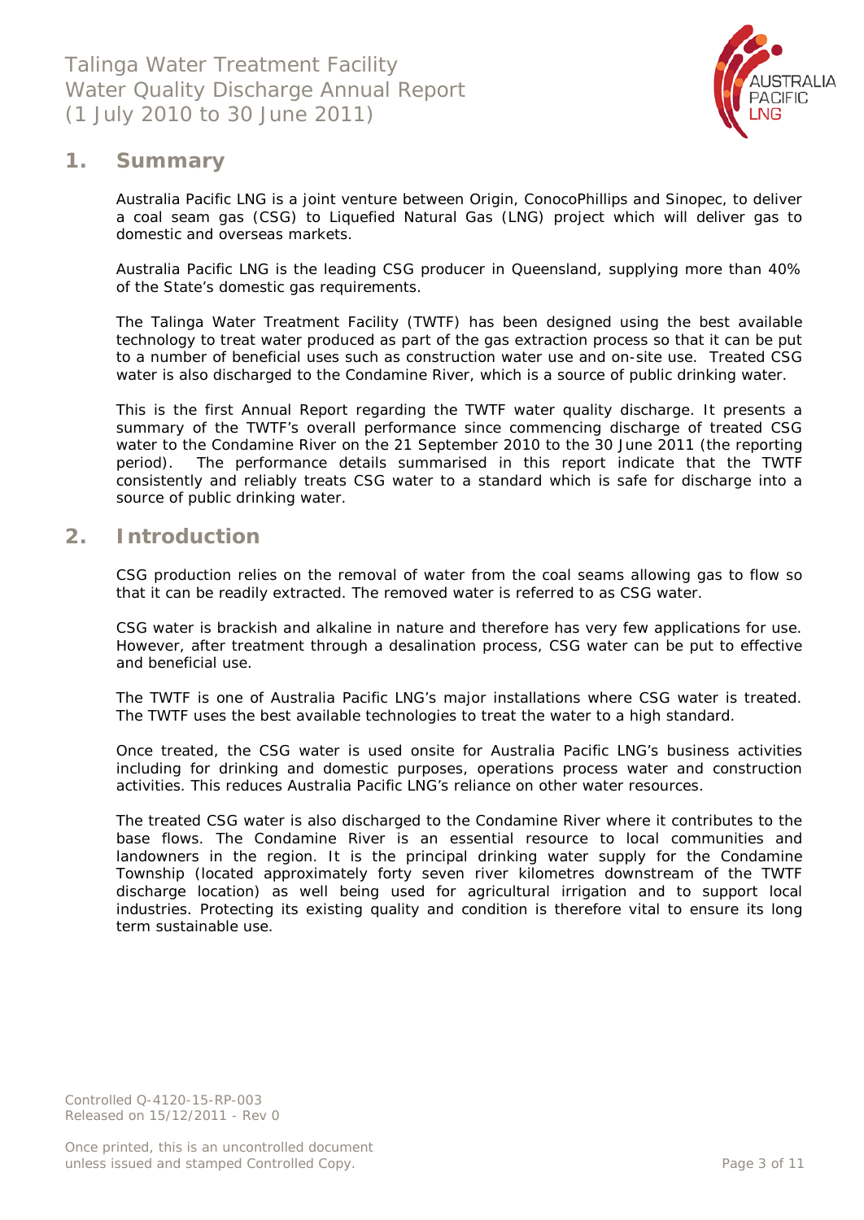## 1. Summary

Australia Pacific LNG is a joint venture between Origin, ConocoPhillips and Sinopec, to deliver a coal seam gas (CSG) to Liquefied Natural Gas (LNG) project which will deliver gas to domestic and overseas markets.

Australia Pacific LNG is the leading CSG producer in Queensland, supplying more than 40% of the State's domestic gas requirements.

The Talinga Water Treatment Facility (TWTF) has been designed using the best available technology to treat water produced as part of the gas extraction process so that it can be put to a number of beneficial uses such as construction water use and on-site use. Treated CSG water is also discharged to the Condamine River, which is a source of public drinking water.

This is the first Annual Report regarding the TWTF water quality discharge. It presents a summary of the TWTF's overall performance since commencing discharge of treated CSG water to the Condamine River on the 21 September 2010 to the 30 June 2011 (the reporting period). The performance details summarised in this report indicate that the TWTF consistently and reliably treats CSG water to a standard which is safe for discharge into a source of public drinking water.

## 2. Introduction

CSG production relies on the removal of water from the coal seams allowing gas to flow so that it can be readily extracted. The removed water is referred to as CSG water.

CSG water is brackish and alkaline in nature and therefore has very few applications for use. However, after treatment through a desalination process, CSG water can be put to effective and beneficial use.

The TWTF is one of Australia Pacific LNG's major installations where CSG water is treated. The TWTF uses the best available technologies to treat the water to a high standard.

Once treated, the CSG water is used onsite for Australia Pacific LNG's business activities including for drinking and domestic purposes, operations process water and construction activities. This reduces Australia Pacific LNG's reliance on other water resources.

The treated CSG water is also discharged to the Condamine River where it contributes to the base flows. The Condamine River is an essential resource to local communities and landowners in the region. It is the principal drinking water supply for the Condamine Township (located approximately forty seven river kilometres downstream of the TWTF discharge location) as well being used for agricultural irrigation and to support local industries. Protecting its existing quality and condition is therefore vital to ensure its long term sustainable use.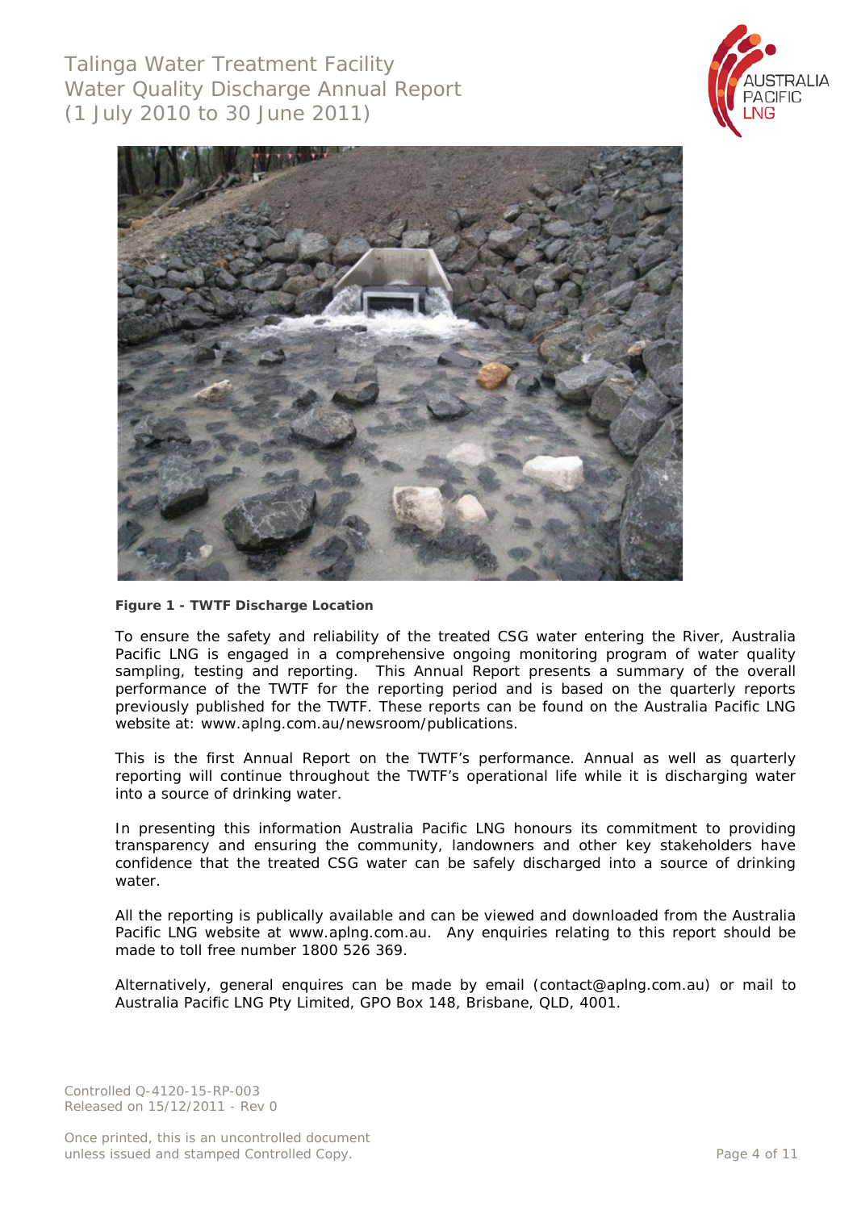**Figure 1 - TWTF Discharge Location**

To ensure the safety and reliability of the treated CSG water entering the River, Australia Pacific LNG is engaged in a comprehensive ongoing monitoring program of water quality sampling, testing and reporting. This Annual Report presents a summary of the overall performance of the TWTF for the reporting period and is based on the quarterly reports previously published for the TWTF. These reports can be found on the Australia Pacific LNG website at: www.aplng.com.au/newsroom/publications.

This is the first Annual Report on the TWTF's performance. Annual as well as quarterly reporting will continue throughout the TWTF's operational life while it is discharging water into a source of drinking water.

In presenting this information Australia Pacific LNG honours its commitment to providing transparency and ensuring the community, landowners and other key stakeholders have confidence that the treated CSG water can be safely discharged into a source of drinking water.

All the reporting is publically available and can be viewed and downloaded from the Australia Pacific LNG website at www.aplng.com.au. Any enquiries relating to this report should be made to toll free number 1800 526 369.

Alternatively, general enquires can be made by email (contact@aplng.com.au) or mail to Australia Pacific LNG Pty Limited, GPO Box 148, Brisbane, QLD, 4001.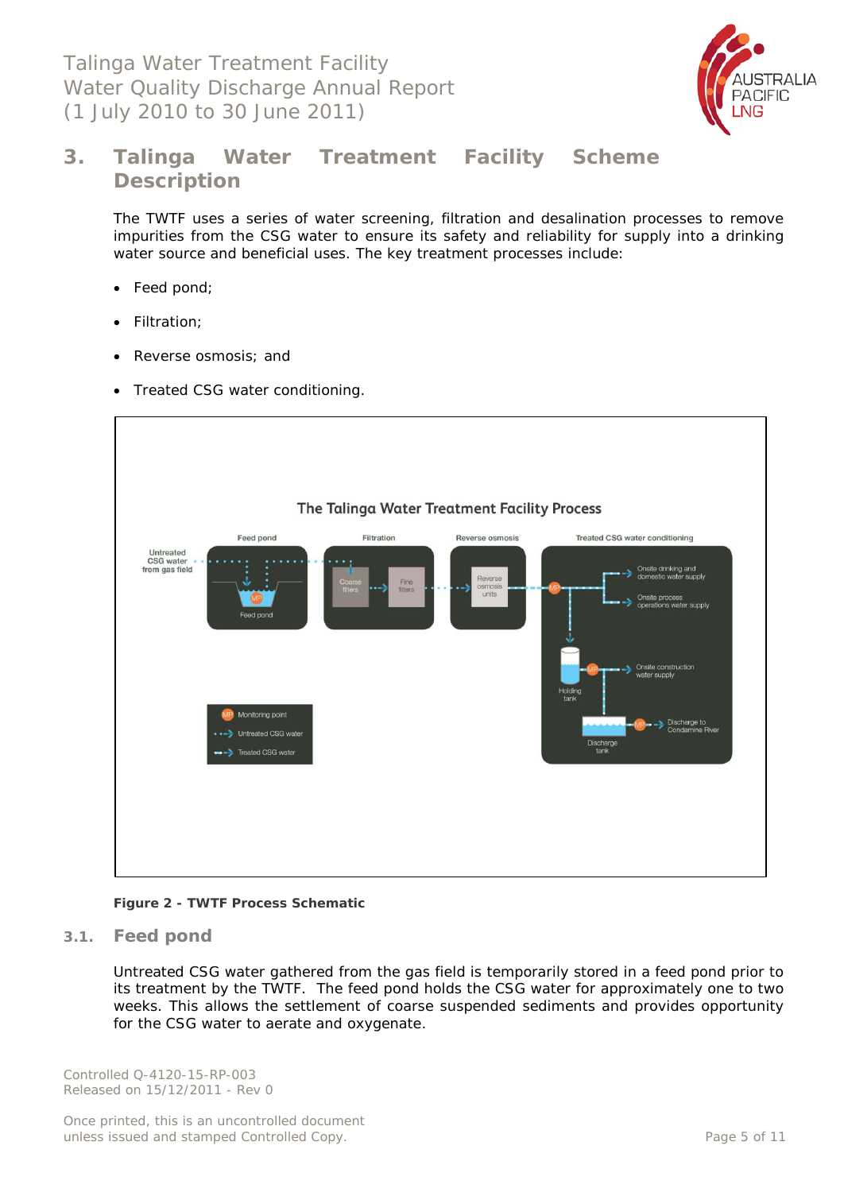## 3. Talinga Water Treatment Facility Scheme Description

The TWTF uses a series of water screening, filtration and desalination processes to remove impurities from the CSG water to ensure its safety and reliability for supply into a drinking water source and beneficial uses. The key treatment processes include:

- Feed pond;
- Filtration;
- Reverse osmosis; and
- Treated CSG water conditioning.

**Figure 2 - TWTF Process Schematic**

### 3.1. Feed pond

Untreated CSG water gathered from the gas field is temporarily stored in a feed pond prior to its treatment by the TWTF. The feed pond holds the CSG water for approximately one to two weeks. This allows the settlement of coarse suspended sediments and provides opportunity for the CSG water to aerate and oxygenate.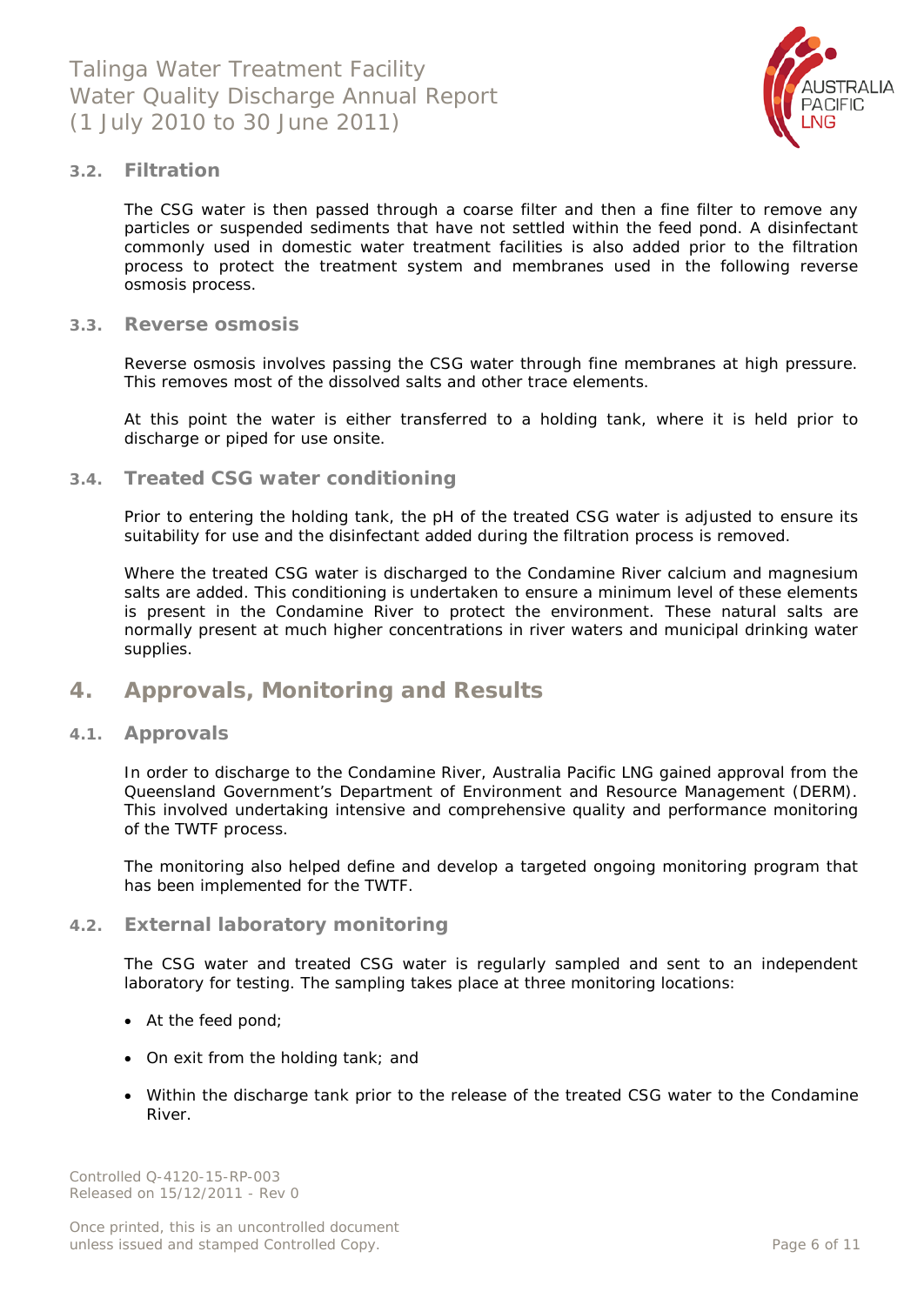### 3.2. Filtration

The CSG water is then passed through a coarse filter and then a fine filter to remove any particles or suspended sediments that have not settled within the feed pond. A disinfectant commonly used in domestic water treatment facilities is also added prior to the filtration process to protect the treatment system and membranes used in the following reverse osmosis process.

### 3.3. Reverse osmosis

Reverse osmosis involves passing the CSG water through fine membranes at high pressure. This removes most of the dissolved salts and other trace elements.

At this point the water is either transferred to a holding tank, where it is held prior to discharge or piped for use onsite.

### 3.4. Treated CSG water conditioning

Prior to entering the holding tank, the pH of the treated CSG water is adjusted to ensure its suitability for use and the disinfectant added during the filtration process is removed.

Where the treated CSG water is discharged to the Condamine River calcium and magnesium salts are added. This conditioning is undertaken to ensure a minimum level of these elements is present in the Condamine River to protect the environment. These natural salts are normally present at much higher concentrations in river waters and municipal drinking water supplies.

## 4. Approvals, Monitoring and Results

### 4.1. Approvals

In order to discharge to the Condamine River, Australia Pacific LNG gained approval from the Queensland Government's Department of Environment and Resource Management (DERM). This involved undertaking intensive and comprehensive quality and performance monitoring of the TWTF process.

The monitoring also helped define and develop a targeted ongoing monitoring program that has been implemented for the TWTF.

### 4.2. External laboratory monitoring

The CSG water and treated CSG water is regularly sampled and sent to an independent laboratory for testing. The sampling takes place at three monitoring locations:

- At the feed pond;
- On exit from the holding tank; and
- Within the discharge tank prior to the release of the treated CSG water to the Condamine River.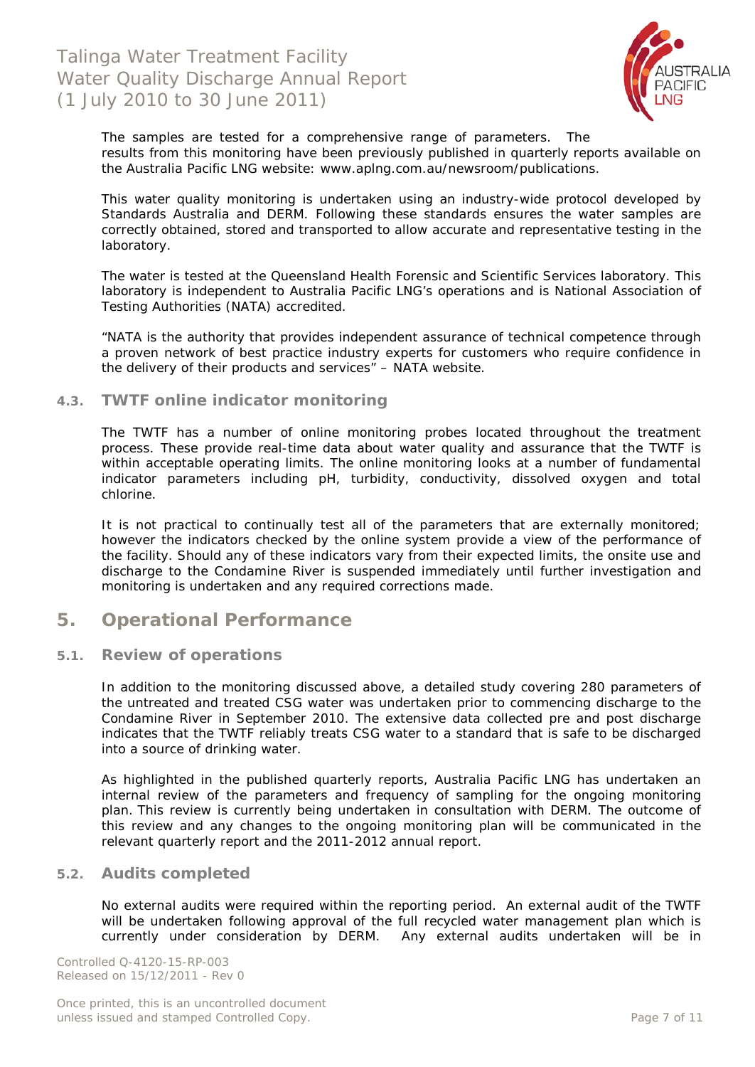The samples are tested for a comprehensive range of parameters. The results from this monitoring have been previously published in quarterly reports available on the Australia Pacific LNG website: www.aplng.com.au/newsroom/publications.

This water quality monitoring is undertaken using an industry-wide protocol developed by Standards Australia and DERM. Following these standards ensures the water samples are correctly obtained, stored and transported to allow accurate and representative testing in the laboratory.

The water is tested at the Queensland Health Forensic and Scientific Services laboratory. This laboratory is independent to Australia Pacific LNG's operations and is National Association of Testing Authorities (NATA) accredited.

"NATA is the authority that provides independent assurance of technical competence through a proven network of best practice industry experts for customers who require confidence in the delivery of their products and services" – NATA website.

### 4.3. TWTF online indicator monitoring

The TWTF has a number of online monitoring probes located throughout the treatment process. These provide real-time data about water quality and assurance that the TWTF is within acceptable operating limits. The online monitoring looks at a number of fundamental indicator parameters including pH, turbidity, conductivity, dissolved oxygen and total chlorine.

It is not practical to continually test all of the parameters that are externally monitored; however the indicators checked by the online system provide a view of the performance of the facility. Should any of these indicators vary from their expected limits, the onsite use and discharge to the Condamine River is suspended immediately until further investigation and monitoring is undertaken and any required corrections made.

## 5. Operational Performance

### 5.1. Review of operations

In addition to the monitoring discussed above, a detailed study covering 280 parameters of the untreated and treated CSG water was undertaken prior to commencing discharge to the Condamine River in September 2010. The extensive data collected pre and post discharge indicates that the TWTF reliably treats CSG water to a standard that is safe to be discharged into a source of drinking water.

As highlighted in the published quarterly reports, Australia Pacific LNG has undertaken an internal review of the parameters and frequency of sampling for the ongoing monitoring plan. This review is currently being undertaken in consultation with DERM. The outcome of this review and any changes to the ongoing monitoring plan will be communicated in the relevant quarterly report and the 2011-2012 annual report.

### 5.2. Audits completed

No external audits were required within the reporting period. An external audit of the TWTF will be undertaken following approval of the full recycled water management plan which is currently under consideration by DERM. Any external audits undertaken will be in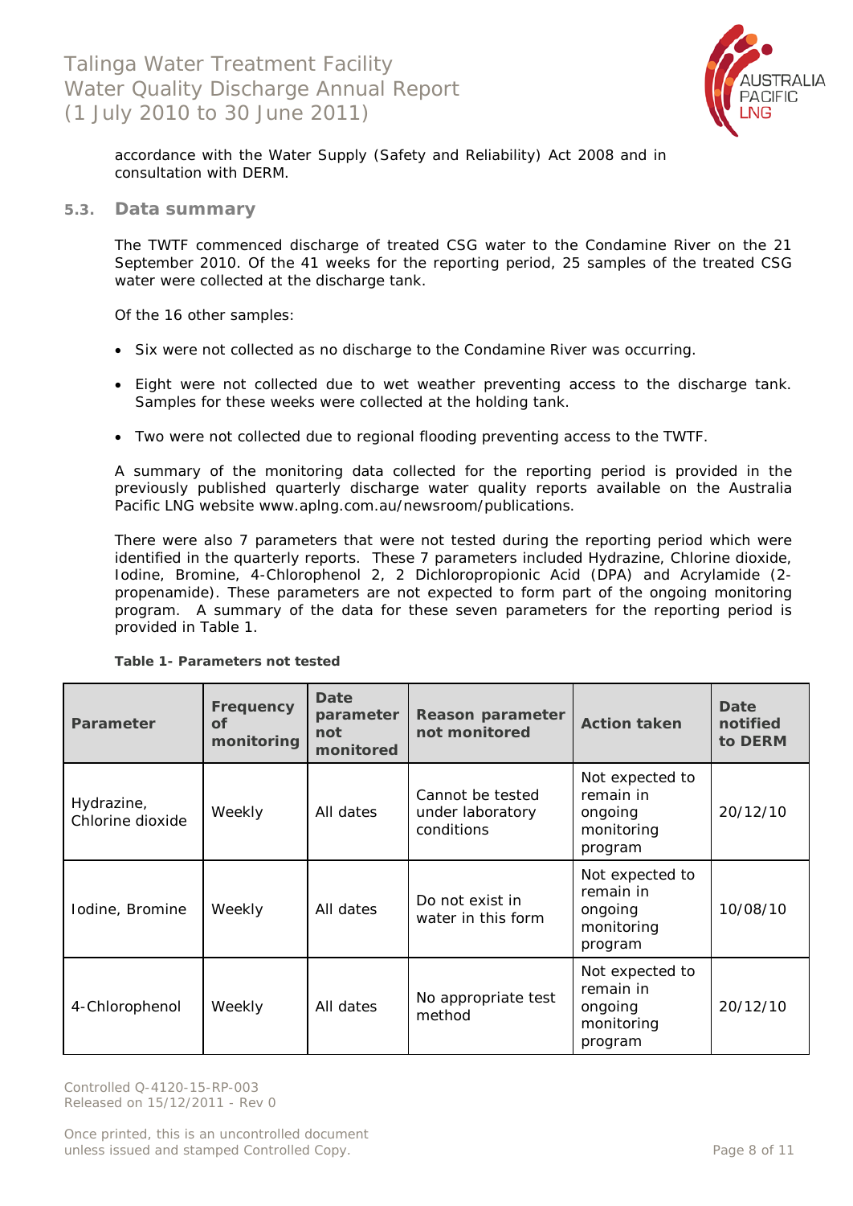accordance with the Water Supply (Safety and Reliability) Act 2008 and in consultation with DERM.

### 5.3. Data summary

The TWTF commenced discharge of treated CSG water to the Condamine River on the 21 September 2010. Of the 41 weeks for the reporting period, 25 samples of the treated CSG water were collected at the discharge tank.

Of the 16 other samples:

- Six were not collected as no discharge to the Condamine River was occurring.
- Eight were not collected due to wet weather preventing access to the discharge tank. Samples for these weeks were collected at the holding tank.
- Two were not collected due to regional flooding preventing access to the TWTF.

A summary of the monitoring data collected for the reporting period is provided in the previously published quarterly discharge water quality reports available on the Australia Pacific LNG website www.aplng.com.au/newsroom/publications.

There were also 7 parameters that were not tested during the reporting period which were identified in the quarterly reports. These 7 parameters included Hydrazine, Chlorine dioxide, Iodine, Bromine, 4-Chlorophenol 2, 2 Dichloropropionic Acid (DPA) and Acrylamide (2-propenamide). These parameters are not expected to form part of the ongoing monitoring program. A summary of the data for these seven parameters for the reporting period is provided in Table 1.

**Table 1- Parameters not tested**

| Parameter | Frequency of monitoring | Date parameter not monitored | Reason parameter not monitored | Action taken | Date notified to DERM |
|---|---|---|---|---|---|
| Hydrazine, Chlorine dioxide | Weekly | All dates | Cannot be tested under laboratory conditions | Not expected to remain in ongoing monitoring program | 20/12/10 |
| Iodine, Bromine | Weekly | All dates | Do not exist in water in this form | Not expected to remain in ongoing monitoring program | 10/08/10 |
| 4-Chlorophenol | Weekly | All dates | No appropriate test method | Not expected to remain in ongoing monitoring program | 20/12/10 |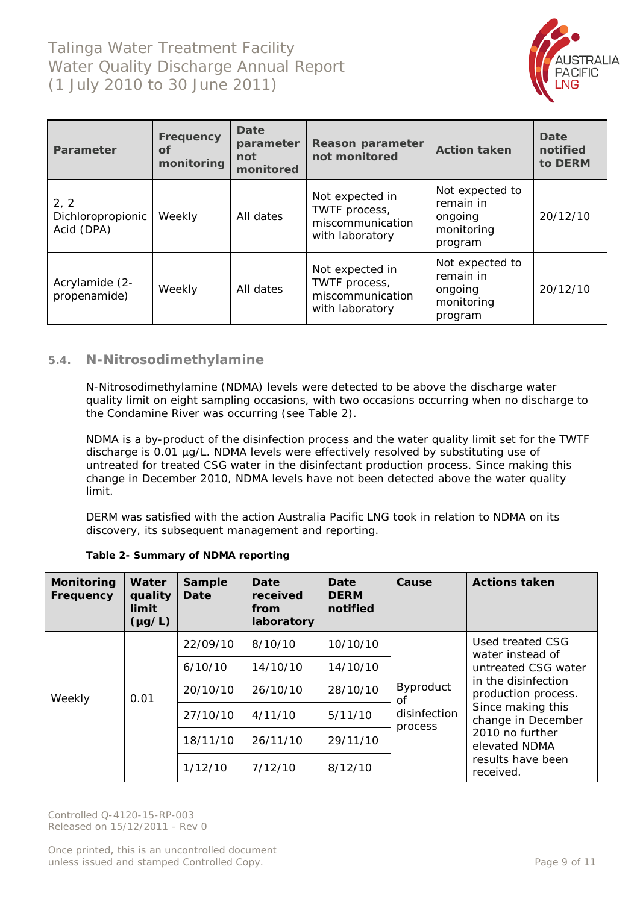| Parameter | Frequency of monitoring | Date parameter not monitored | Reason parameter not monitored | Action taken | Date notified to DERM |
|---|---|---|---|---|---|
| 2, 2 Dichloropropionic Acid (DPA) | Weekly | All dates | Not expected in TWTF process, miscommunication with laboratory | Not expected to remain in ongoing monitoring program | 20/12/10 |
| Acrylamide (2-propenamide) | Weekly | All dates | Not expected in TWTF process, miscommunication with laboratory | Not expected to remain in ongoing monitoring program | 20/12/10 |

## 5.4. N-Nitrosodimethylamine

N-Nitrosodimethylamine (NDMA) levels were detected to be above the discharge water quality limit on eight sampling occasions, with two occasions occurring when no discharge to the Condamine River was occurring (see Table 2).

NDMA is a by-product of the disinfection process and the water quality limit set for the TWTF discharge is 0.01 µg/L. NDMA levels were effectively resolved by substituting use of untreated for treated CSG water in the disinfectant production process. Since making this change in December 2010, NDMA levels have not been detected above the water quality limit.

DERM was satisfied with the action Australia Pacific LNG took in relation to NDMA on its discovery, its subsequent management and reporting.

**Table 2- Summary of NDMA reporting**

| Monitoring Frequency | Water quality limit (µg/L) | Sample Date | Date received from laboratory | Date DERM notified | Cause | Actions taken |
|---|---|---|---|---|---|---|
| Weekly | 0.01 | 22/09/10 | 8/10/10 | 10/10/10 | Byproduct of disinfection process | Used treated CSG water instead of untreated CSG water in the disinfection production process. Since making this change in December 2010 no further elevated NDMA results have been received. |
| | | 6/10/10 | 14/10/10 | 14/10/10 | | |
| | | 20/10/10 | 26/10/10 | 28/10/10 | | |
| | | 27/10/10 | 4/11/10 | 5/11/10 | | |
| | | 18/11/10 | 26/11/10 | 29/11/10 | | |
| | | 1/12/10 | 7/12/10 | 8/12/10 | | |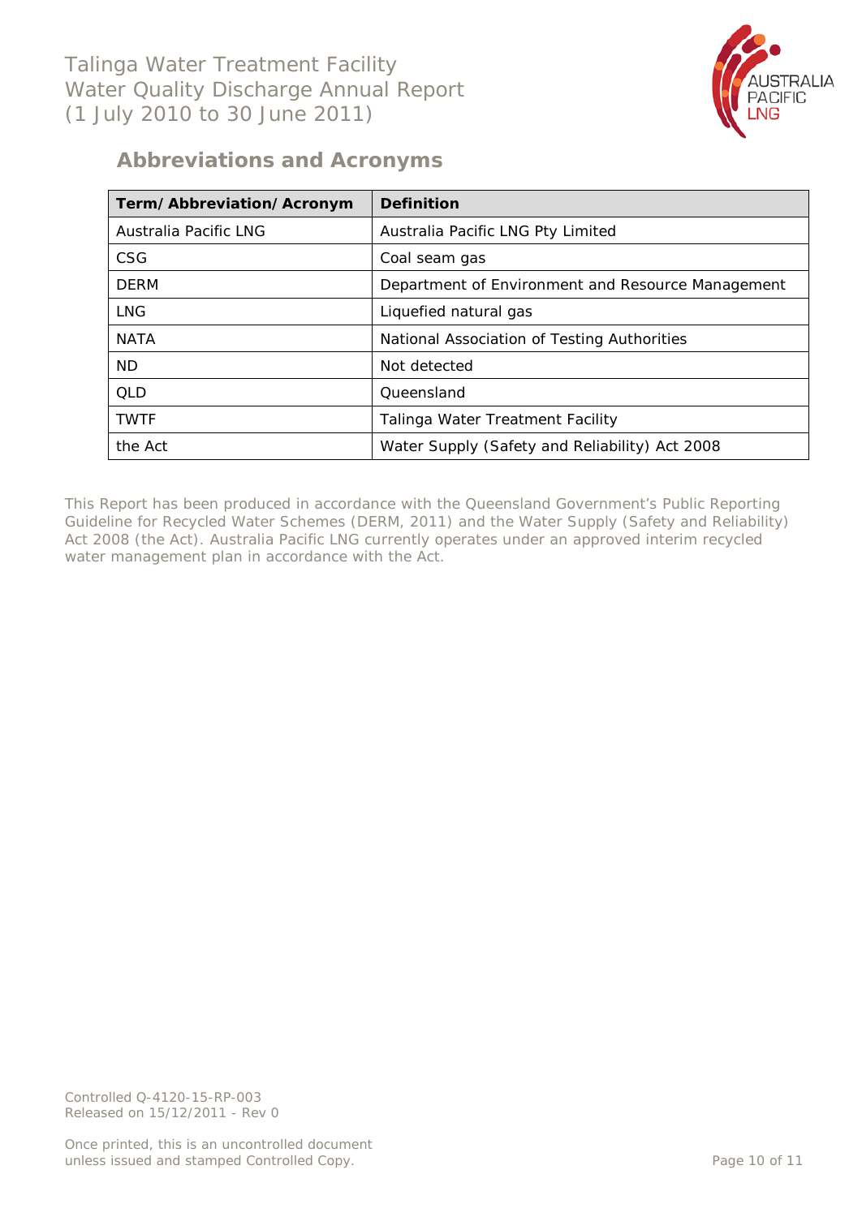## Abbreviations and Acronyms

| Term/Abbreviation/Acronym | Definition |
| --- | --- |
| Australia Pacific LNG | Australia Pacific LNG Pty Limited |
| CSG | Coal seam gas |
| DERM | Department of Environment and Resource Management |
| LNG | Liquefied natural gas |
| NATA | National Association of Testing Authorities |
| ND | Not detected |
| QLD | Queensland |
| TWTF | Talinga Water Treatment Facility |
| the Act | Water Supply (Safety and Reliability) Act 2008 |

This Report has been produced in accordance with the Queensland Government's Public Reporting Guideline for Recycled Water Schemes (DERM, 2011) and the Water Supply (Safety and Reliability) Act 2008 (the Act). Australia Pacific LNG currently operates under an approved interim recycled water management plan in accordance with the Act.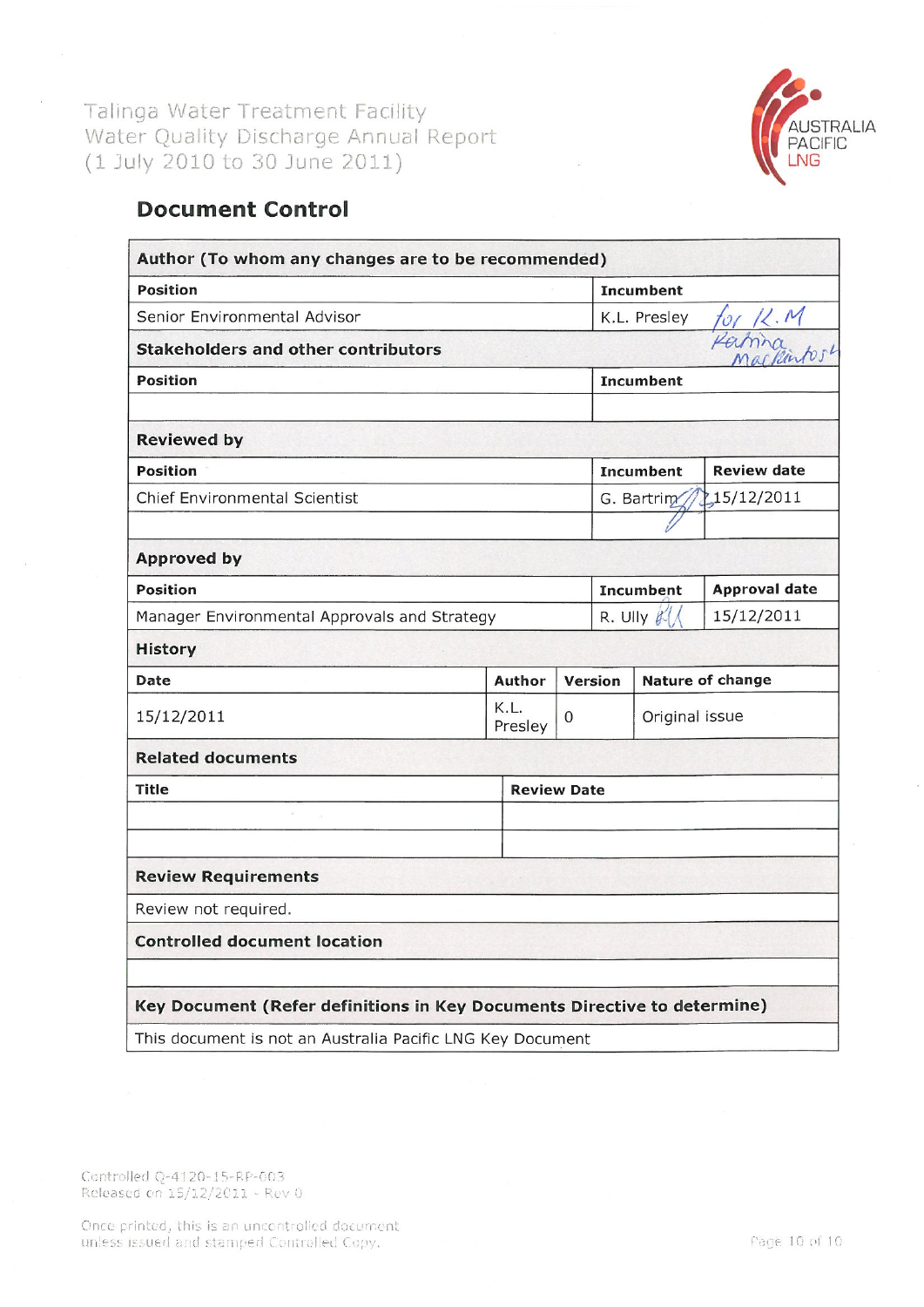## Document Control

| Author (To whom any changes are to be recommended) | |
|---|---|
| **Position** | **Incumbent** |
| Senior Environmental Advisor | K.L. Presley *for K.M Katrina MacIntosh* |

| Stakeholders and other contributors | |
|---|---|
| **Position** | **Incumbent** |
| | |

| Reviewed by | | |
|---|---|---|
| **Position** | **Incumbent** | **Review date** |
| Chief Environmental Scientist | G. Bartrim | 15/12/2011 |
| | | |

| Approved by | | |
|---|---|---|
| **Position** | **Incumbent** | **Approval date** |
| Manager Environmental Approvals and Strategy | R. Ully | 15/12/2011 |

| History | | | |
|---|---|---|---|
| **Date** | **Author** | **Version** | **Nature of change** |
| 15/12/2011 | K.L. Presley | 0 | Original issue |

| Related documents | |
|---|---|
| **Title** | **Review Date** |
| | |
| | |

| Review Requirements |
|---|
| Review not required. |

| Controlled document location |
|---|
| |

| Key Document (Refer definitions in Key Documents Directive to determine) |
|---|
| This document is not an Australia Pacific LNG Key Document |